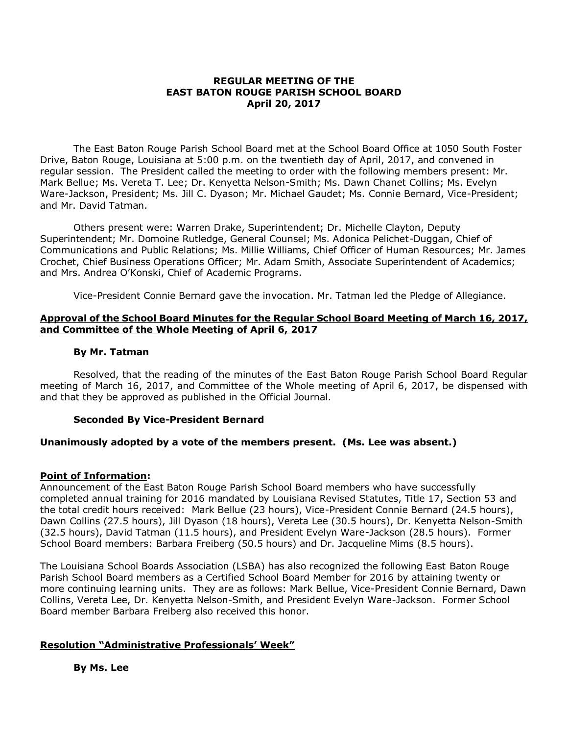**REGULAR MEETING OF THE**
**EAST BATON ROUGE PARISH SCHOOL BOARD**
**April 20, 2017**

The East Baton Rouge Parish School Board met at the School Board Office at 1050 South Foster Drive, Baton Rouge, Louisiana at 5:00 p.m. on the twentieth day of April, 2017, and convened in regular session. The President called the meeting to order with the following members present: Mr. Mark Bellue; Ms. Vereta T. Lee; Dr. Kenyetta Nelson-Smith; Ms. Dawn Chanet Collins; Ms. Evelyn Ware-Jackson, President; Ms. Jill C. Dyason; Mr. Michael Gaudet; Ms. Connie Bernard, Vice-President; and Mr. David Tatman.

Others present were: Warren Drake, Superintendent; Dr. Michelle Clayton, Deputy Superintendent; Mr. Domoine Rutledge, General Counsel; Ms. Adonica Pelichet-Duggan, Chief of Communications and Public Relations; Ms. Millie Williams, Chief Officer of Human Resources; Mr. James Crochet, Chief Business Operations Officer; Mr. Adam Smith, Associate Superintendent of Academics; and Mrs. Andrea O'Konski, Chief of Academic Programs.

Vice-President Connie Bernard gave the invocation. Mr. Tatman led the Pledge of Allegiance.

**Approval of the School Board Minutes for the Regular School Board Meeting of March 16, 2017, and Committee of the Whole Meeting of April 6, 2017**

**By Mr. Tatman**

Resolved, that the reading of the minutes of the East Baton Rouge Parish School Board Regular meeting of March 16, 2017, and Committee of the Whole meeting of April 6, 2017, be dispensed with and that they be approved as published in the Official Journal.

**Seconded By Vice-President Bernard**

**Unanimously adopted by a vote of the members present. (Ms. Lee was absent.)**

**Point of Information**:
Announcement of the East Baton Rouge Parish School Board members who have successfully completed annual training for 2016 mandated by Louisiana Revised Statutes, Title 17, Section 53 and the total credit hours received: Mark Bellue (23 hours), Vice-President Connie Bernard (24.5 hours), Dawn Collins (27.5 hours), Jill Dyason (18 hours), Vereta Lee (30.5 hours), Dr. Kenyetta Nelson-Smith (32.5 hours), David Tatman (11.5 hours), and President Evelyn Ware-Jackson (28.5 hours). Former School Board members: Barbara Freiberg (50.5 hours) and Dr. Jacqueline Mims (8.5 hours).

The Louisiana School Boards Association (LSBA) has also recognized the following East Baton Rouge Parish School Board members as a Certified School Board Member for 2016 by attaining twenty or more continuing learning units. They are as follows: Mark Bellue, Vice-President Connie Bernard, Dawn Collins, Vereta Lee, Dr. Kenyetta Nelson-Smith, and President Evelyn Ware-Jackson. Former School Board member Barbara Freiberg also received this honor.

**Resolution "Administrative Professionals' Week"**

**By Ms. Lee**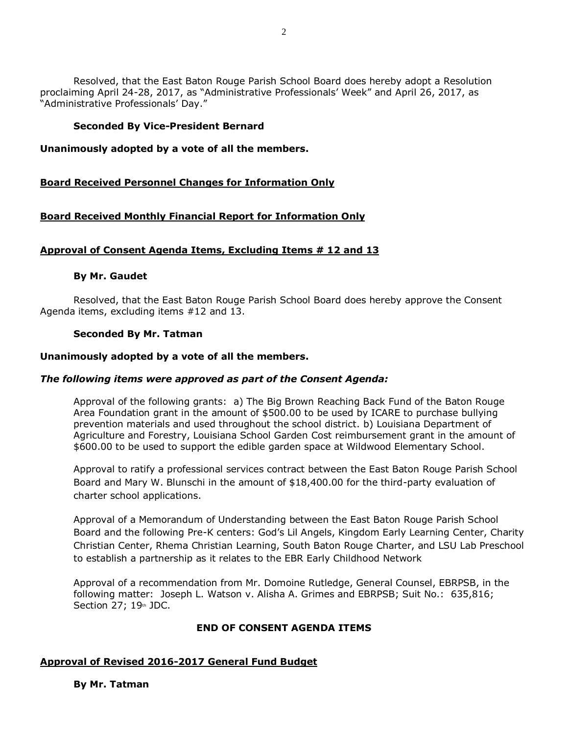Resolved, that the East Baton Rouge Parish School Board does hereby adopt a Resolution proclaiming April 24-28, 2017, as "Administrative Professionals' Week" and April 26, 2017, as "Administrative Professionals' Day."

**Seconded By Vice-President Bernard**

**Unanimously adopted by a vote of all the members.**

**<u>Board Received Personnel Changes for Information Only</u>**

**<u>Board Received Monthly Financial Report for Information Only</u>**

**<u>Approval of Consent Agenda Items, Excluding Items # 12 and 13</u>**

**By Mr. Gaudet**

Resolved, that the East Baton Rouge Parish School Board does hereby approve the Consent Agenda items, excluding items #12 and 13.

**Seconded By Mr. Tatman**

**Unanimously adopted by a vote of all the members.**

***The following items were approved as part of the Consent Agenda:***

Approval of the following grants: a) The Big Brown Reaching Back Fund of the Baton Rouge Area Foundation grant in the amount of $500.00 to be used by ICARE to purchase bullying prevention materials and used throughout the school district. b) Louisiana Department of Agriculture and Forestry, Louisiana School Garden Cost reimbursement grant in the amount of $600.00 to be used to support the edible garden space at Wildwood Elementary School.

Approval to ratify a professional services contract between the East Baton Rouge Parish School Board and Mary W. Blunschi in the amount of $18,400.00 for the third-party evaluation of charter school applications.

Approval of a Memorandum of Understanding between the East Baton Rouge Parish School Board and the following Pre-K centers: God's Lil Angels, Kingdom Early Learning Center, Charity Christian Center, Rhema Christian Learning, South Baton Rouge Charter, and LSU Lab Preschool to establish a partnership as it relates to the EBR Early Childhood Network

Approval of a recommendation from Mr. Domoine Rutledge, General Counsel, EBRPSB, in the following matter: Joseph L. Watson v. Alisha A. Grimes and EBRPSB; Suit No.: 635,816; Section 27; 19th JDC.

**END OF CONSENT AGENDA ITEMS**

**<u>Approval of Revised 2016-2017 General Fund Budget</u>**

**By Mr. Tatman**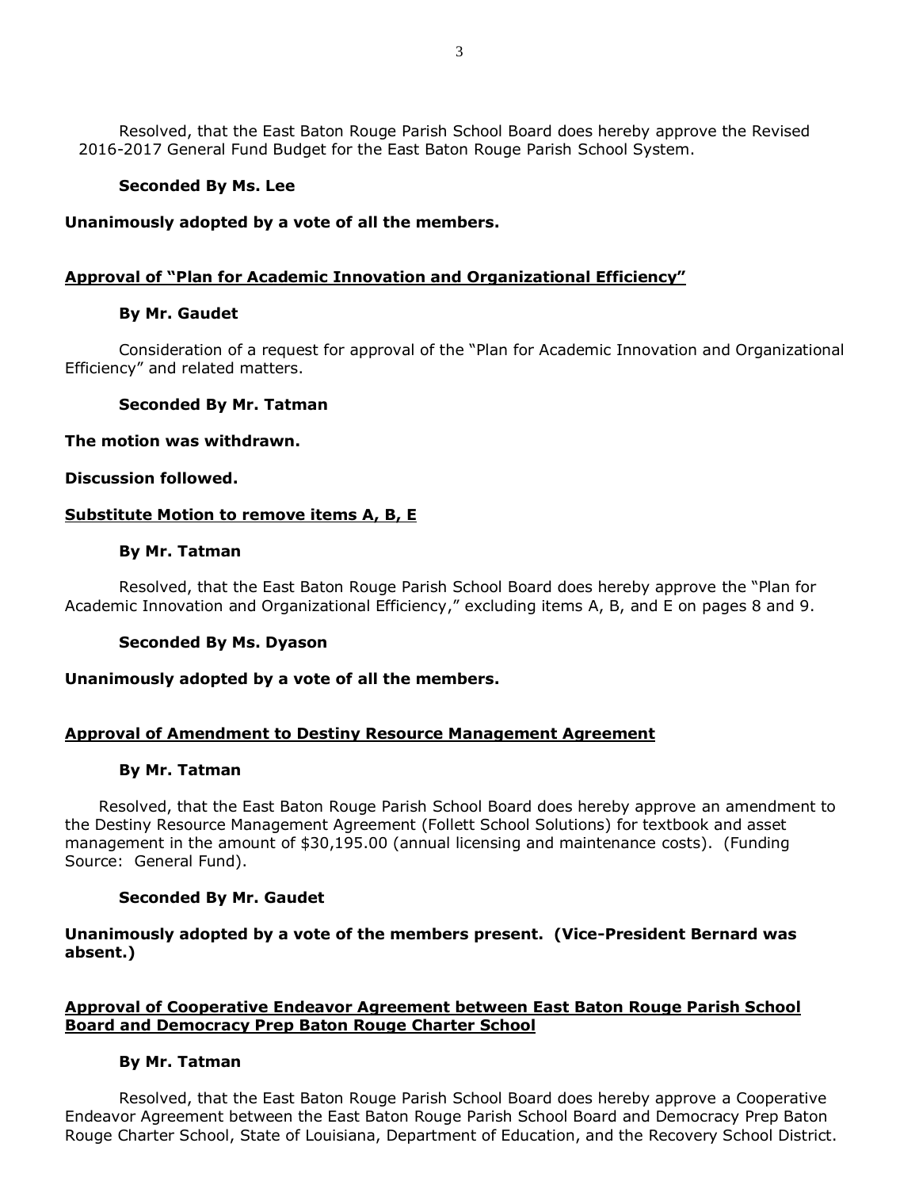Resolved, that the East Baton Rouge Parish School Board does hereby approve the Revised 2016-2017 General Fund Budget for the East Baton Rouge Parish School System.

**Seconded By Ms. Lee**

**Unanimously adopted by a vote of all the members.**

**<u>Approval of "Plan for Academic Innovation and Organizational Efficiency"</u>**

**By Mr. Gaudet**

Consideration of a request for approval of the "Plan for Academic Innovation and Organizational Efficiency" and related matters.

**Seconded By Mr. Tatman**

**The motion was withdrawn.**

**Discussion followed.**

**<u>Substitute Motion to remove items A, B, E</u>**

**By Mr. Tatman**

Resolved, that the East Baton Rouge Parish School Board does hereby approve the "Plan for Academic Innovation and Organizational Efficiency," excluding items A, B, and E on pages 8 and 9.

**Seconded By Ms. Dyason**

**Unanimously adopted by a vote of all the members.**

**<u>Approval of Amendment to Destiny Resource Management Agreement</u>**

**By Mr. Tatman**

Resolved, that the East Baton Rouge Parish School Board does hereby approve an amendment to the Destiny Resource Management Agreement (Follett School Solutions) for textbook and asset management in the amount of $30,195.00 (annual licensing and maintenance costs). (Funding Source: General Fund).

**Seconded By Mr. Gaudet**

**Unanimously adopted by a vote of the members present. (Vice-President Bernard was absent.)**

**<u>Approval of Cooperative Endeavor Agreement between East Baton Rouge Parish School Board and Democracy Prep Baton Rouge Charter School</u>**

**By Mr. Tatman**

Resolved, that the East Baton Rouge Parish School Board does hereby approve a Cooperative Endeavor Agreement between the East Baton Rouge Parish School Board and Democracy Prep Baton Rouge Charter School, State of Louisiana, Department of Education, and the Recovery School District.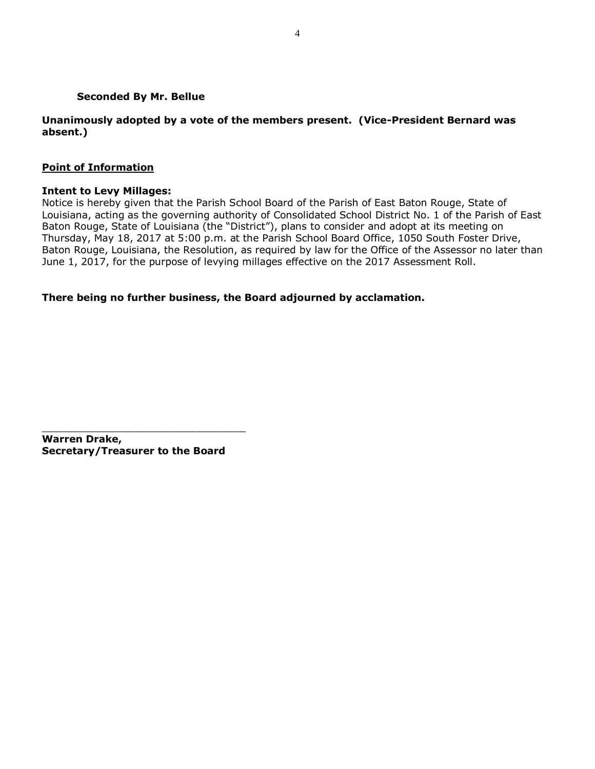**Seconded By Mr. Bellue**

**Unanimously adopted by a vote of the members present. (Vice-President Bernard was absent.)**

**Point of Information**

**Intent to Levy Millages:**
Notice is hereby given that the Parish School Board of the Parish of East Baton Rouge, State of Louisiana, acting as the governing authority of Consolidated School District No. 1 of the Parish of East Baton Rouge, State of Louisiana (the "District"), plans to consider and adopt at its meeting on Thursday, May 18, 2017 at 5:00 p.m. at the Parish School Board Office, 1050 South Foster Drive, Baton Rouge, Louisiana, the Resolution, as required by law for the Office of the Assessor no later than June 1, 2017, for the purpose of levying millages effective on the 2017 Assessment Roll.

**There being no further business, the Board adjourned by acclamation.**

\_\_\_\_\_\_\_\_\_\_\_\_\_\_\_\_\_\_\_\_\_\_\_\_\_\_\_\_\_\_\_\_

**Warren Drake,**
**Secretary/Treasurer to the Board**